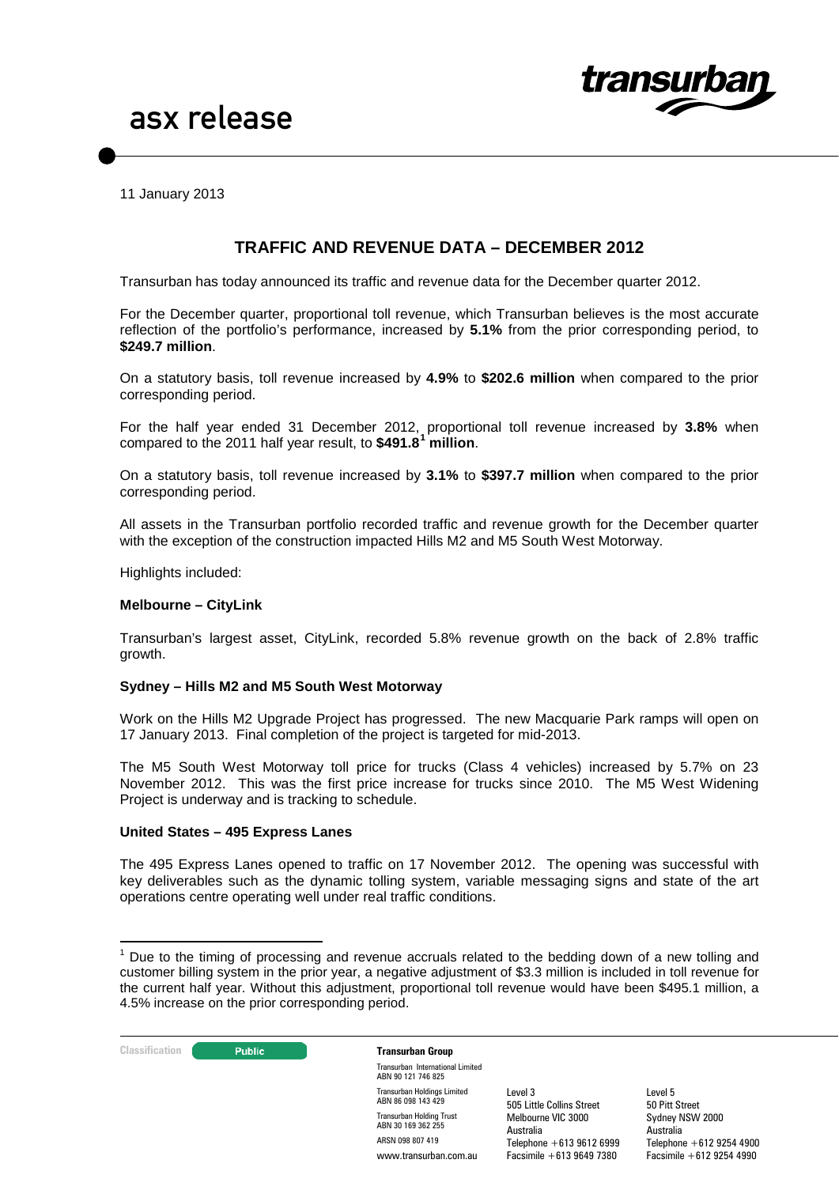asx release

11 January 2013

## TRAFFIC AND REVENUE DATA – DECEMBER 2012

Transurban has today announced its traffic and revenue data for the December quarter 2012.

For the December quarter, proportional toll revenue, which Transurban believes is the most accurate reflection of the portfolio's performance, increased by **5.1%** from the prior corresponding period, to **$249.7 million**.

On a statutory basis, toll revenue increased by **4.9%** to **$202.6 million** when compared to the prior corresponding period.

For the half year ended 31 December 2012, proportional toll revenue increased by **3.8%** when compared to the 2011 half year result, to **$491.8[1] million**.

On a statutory basis, toll revenue increased by **3.1%** to **$397.7 million** when compared to the prior corresponding period.

All assets in the Transurban portfolio recorded traffic and revenue growth for the December quarter with the exception of the construction impacted Hills M2 and M5 South West Motorway.

Highlights included:

**Melbourne – CityLink**

Transurban's largest asset, CityLink, recorded 5.8% revenue growth on the back of 2.8% traffic growth.

**Sydney – Hills M2 and M5 South West Motorway**

Work on the Hills M2 Upgrade Project has progressed. The new Macquarie Park ramps will open on 17 January 2013. Final completion of the project is targeted for mid-2013.

The M5 South West Motorway toll price for trucks (Class 4 vehicles) increased by 5.7% on 23 November 2012. This was the first price increase for trucks since 2010. The M5 West Widening Project is underway and is tracking to schedule.

**United States – 495 Express Lanes**

The 495 Express Lanes opened to traffic on 17 November 2012. The opening was successful with key deliverables such as the dynamic tolling system, variable messaging signs and state of the art operations centre operating well under real traffic conditions.

[1] Due to the timing of processing and revenue accruals related to the bedding down of a new tolling and customer billing system in the prior year, a negative adjustment of $3.3 million is included in toll revenue for the current half year. Without this adjustment, proportional toll revenue would have been $495.1 million, a 4.5% increase on the prior corresponding period.

Classification: Public

**Transurban Group**

Transurban International Limited ABN 90 121 746 825
Transurban Holdings Limited ABN 86 098 143 429
Transurban Holding Trust ABN 30 169 362 255
ARSN 098 807 419
www.transurban.com.au

Level 3
505 Little Collins Street
Melbourne VIC 3000
Australia
Telephone +613 9612 6999
Facsimile +613 9649 7380

Level 5
50 Pitt Street
Sydney NSW 2000
Australia
Telephone +612 9254 4900
Facsimile +612 9254 4990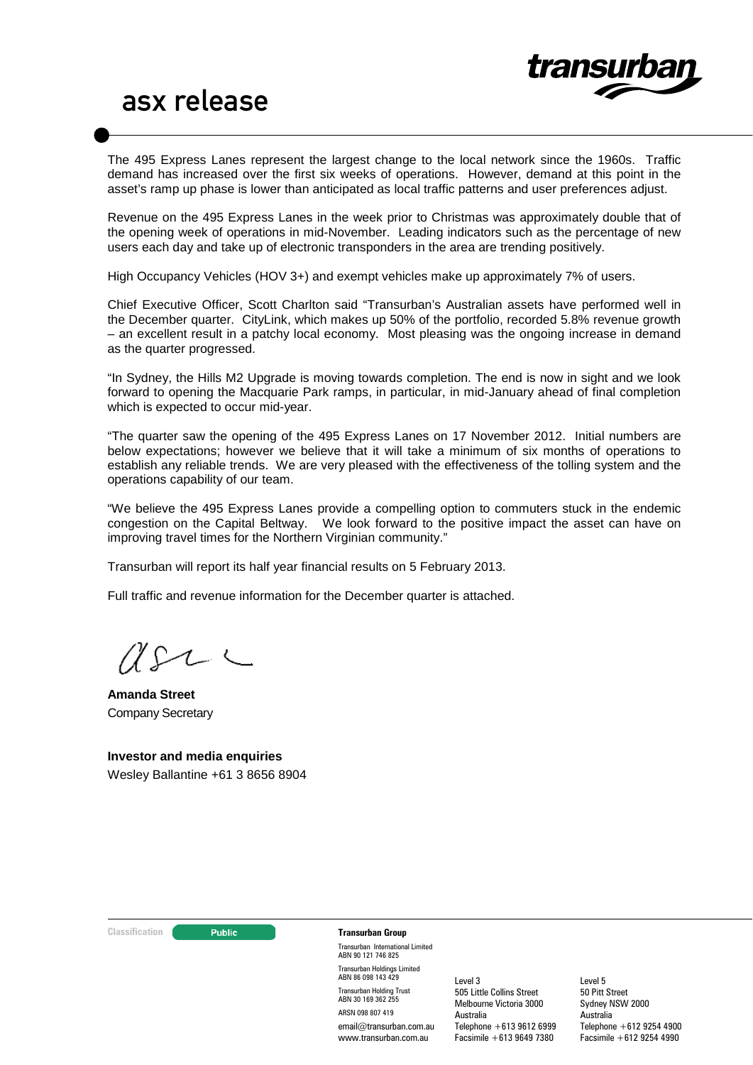The 495 Express Lanes represent the largest change to the local network since the 1960s. Traffic demand has increased over the first six weeks of operations. However, demand at this point in the asset's ramp up phase is lower than anticipated as local traffic patterns and user preferences adjust.

Revenue on the 495 Express Lanes in the week prior to Christmas was approximately double that of the opening week of operations in mid-November. Leading indicators such as the percentage of new users each day and take up of electronic transponders in the area are trending positively.

High Occupancy Vehicles (HOV 3+) and exempt vehicles make up approximately 7% of users.

Chief Executive Officer, Scott Charlton said "Transurban's Australian assets have performed well in the December quarter. CityLink, which makes up 50% of the portfolio, recorded 5.8% revenue growth – an excellent result in a patchy local economy. Most pleasing was the ongoing increase in demand as the quarter progressed.

"In Sydney, the Hills M2 Upgrade is moving towards completion. The end is now in sight and we look forward to opening the Macquarie Park ramps, in particular, in mid-January ahead of final completion which is expected to occur mid-year.

"The quarter saw the opening of the 495 Express Lanes on 17 November 2012. Initial numbers are below expectations; however we believe that it will take a minimum of six months of operations to establish any reliable trends. We are very pleased with the effectiveness of the tolling system and the operations capability of our team.

"We believe the 495 Express Lanes provide a compelling option to commuters stuck in the endemic congestion on the Capital Beltway. We look forward to the positive impact the asset can have on improving travel times for the Northern Virginian community."

Transurban will report its half year financial results on 5 February 2013.

Full traffic and revenue information for the December quarter is attached.

**Amanda Street**
Company Secretary

**Investor and media enquiries**
Wesley Ballantine +61 3 8656 8904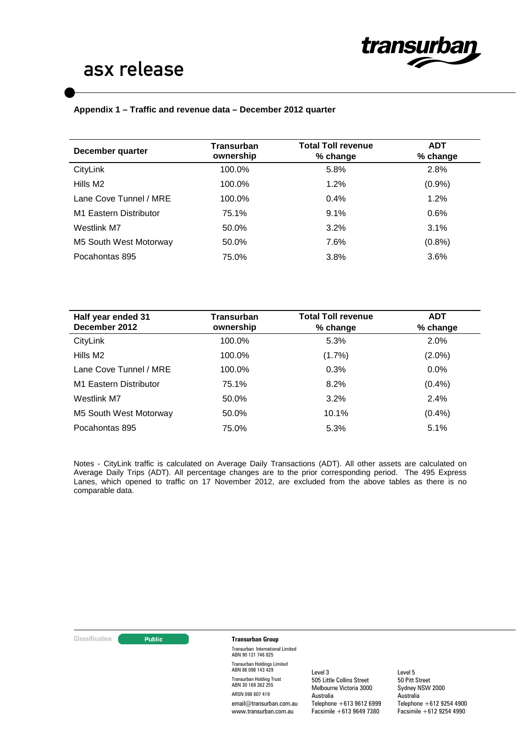**Appendix 1 – Traffic and revenue data – December 2012 quarter**

| December quarter | Transurban ownership | Total Toll revenue % change | ADT % change |
|---|---|---|---|
| CityLink | 100.0% | 5.8% | 2.8% |
| Hills M2 | 100.0% | 1.2% | (0.9%) |
| Lane Cove Tunnel / MRE | 100.0% | 0.4% | 1.2% |
| M1 Eastern Distributor | 75.1% | 9.1% | 0.6% |
| Westlink M7 | 50.0% | 3.2% | 3.1% |
| M5 South West Motorway | 50.0% | 7.6% | (0.8%) |
| Pocahontas 895 | 75.0% | 3.8% | 3.6% |

| Half year ended 31 December 2012 | Transurban ownership | Total Toll revenue % change | ADT % change |
|---|---|---|---|
| CityLink | 100.0% | 5.3% | 2.0% |
| Hills M2 | 100.0% | (1.7%) | (2.0%) |
| Lane Cove Tunnel / MRE | 100.0% | 0.3% | 0.0% |
| M1 Eastern Distributor | 75.1% | 8.2% | (0.4%) |
| Westlink M7 | 50.0% | 3.2% | 2.4% |
| M5 South West Motorway | 50.0% | 10.1% | (0.4%) |
| Pocahontas 895 | 75.0% | 5.3% | 5.1% |

Notes - CityLink traffic is calculated on Average Daily Transactions (ADT). All other assets are calculated on Average Daily Trips (ADT). All percentage changes are to the prior corresponding period. The 495 Express Lanes, which opened to traffic on 17 November 2012, are excluded from the above tables as there is no comparable data.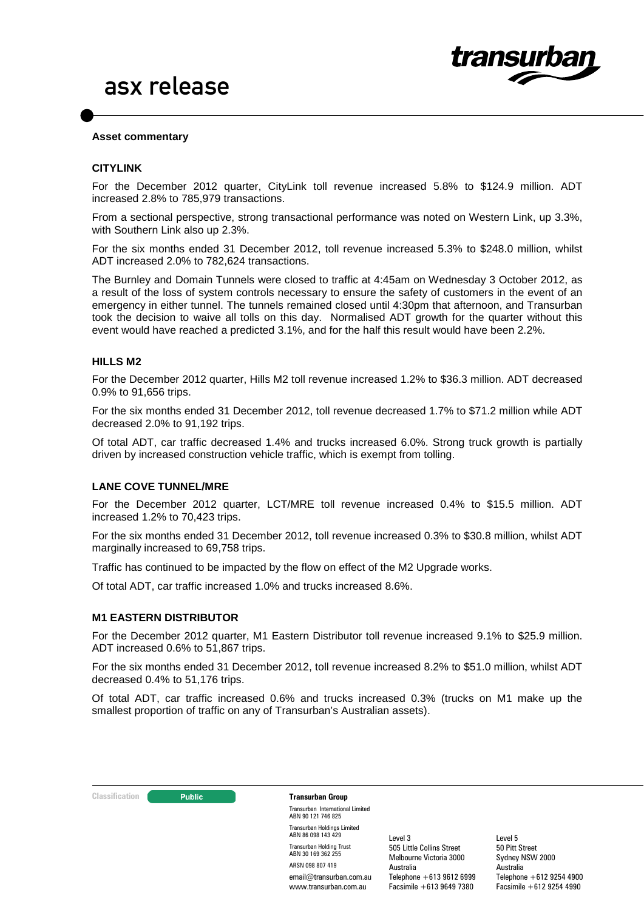**Asset commentary**

**CITYLINK**

For the December 2012 quarter, CityLink toll revenue increased 5.8% to $124.9 million. ADT increased 2.8% to 785,979 transactions.

From a sectional perspective, strong transactional performance was noted on Western Link, up 3.3%, with Southern Link also up 2.3%.

For the six months ended 31 December 2012, toll revenue increased 5.3% to $248.0 million, whilst ADT increased 2.0% to 782,624 transactions.

The Burnley and Domain Tunnels were closed to traffic at 4:45am on Wednesday 3 October 2012, as a result of the loss of system controls necessary to ensure the safety of customers in the event of an emergency in either tunnel. The tunnels remained closed until 4:30pm that afternoon, and Transurban took the decision to waive all tolls on this day. Normalised ADT growth for the quarter without this event would have reached a predicted 3.1%, and for the half this result would have been 2.2%.

**HILLS M2**

For the December 2012 quarter, Hills M2 toll revenue increased 1.2% to $36.3 million. ADT decreased 0.9% to 91,656 trips.

For the six months ended 31 December 2012, toll revenue decreased 1.7% to $71.2 million while ADT decreased 2.0% to 91,192 trips.

Of total ADT, car traffic decreased 1.4% and trucks increased 6.0%. Strong truck growth is partially driven by increased construction vehicle traffic, which is exempt from tolling.

**LANE COVE TUNNEL/MRE**

For the December 2012 quarter, LCT/MRE toll revenue increased 0.4% to $15.5 million. ADT increased 1.2% to 70,423 trips.

For the six months ended 31 December 2012, toll revenue increased 0.3% to $30.8 million, whilst ADT marginally increased to 69,758 trips.

Traffic has continued to be impacted by the flow on effect of the M2 Upgrade works.

Of total ADT, car traffic increased 1.0% and trucks increased 8.6%.

**M1 EASTERN DISTRIBUTOR**

For the December 2012 quarter, M1 Eastern Distributor toll revenue increased 9.1% to $25.9 million. ADT increased 0.6% to 51,867 trips.

For the six months ended 31 December 2012, toll revenue increased 8.2% to $51.0 million, whilst ADT decreased 0.4% to 51,176 trips.

Of total ADT, car traffic increased 0.6% and trucks increased 0.3% (trucks on M1 make up the smallest proportion of traffic on any of Transurban's Australian assets).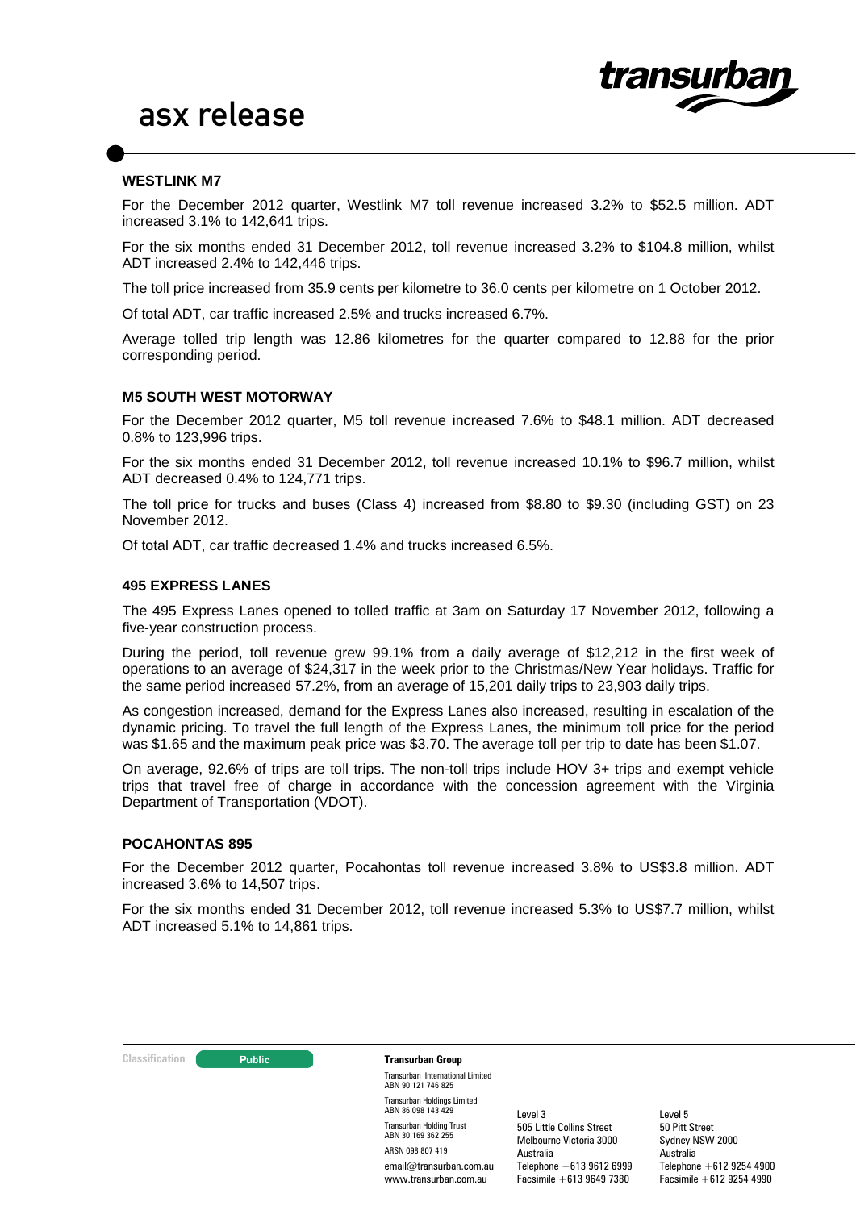## WESTLINK M7

For the December 2012 quarter, Westlink M7 toll revenue increased 3.2% to $52.5 million. ADT increased 3.1% to 142,641 trips.

For the six months ended 31 December 2012, toll revenue increased 3.2% to $104.8 million, whilst ADT increased 2.4% to 142,446 trips.

The toll price increased from 35.9 cents per kilometre to 36.0 cents per kilometre on 1 October 2012.

Of total ADT, car traffic increased 2.5% and trucks increased 6.7%.

Average tolled trip length was 12.86 kilometres for the quarter compared to 12.88 for the prior corresponding period.

## M5 SOUTH WEST MOTORWAY

For the December 2012 quarter, M5 toll revenue increased 7.6% to $48.1 million. ADT decreased 0.8% to 123,996 trips.

For the six months ended 31 December 2012, toll revenue increased 10.1% to $96.7 million, whilst ADT decreased 0.4% to 124,771 trips.

The toll price for trucks and buses (Class 4) increased from $8.80 to $9.30 (including GST) on 23 November 2012.

Of total ADT, car traffic decreased 1.4% and trucks increased 6.5%.

## 495 EXPRESS LANES

The 495 Express Lanes opened to tolled traffic at 3am on Saturday 17 November 2012, following a five-year construction process.

During the period, toll revenue grew 99.1% from a daily average of $12,212 in the first week of operations to an average of $24,317 in the week prior to the Christmas/New Year holidays. Traffic for the same period increased 57.2%, from an average of 15,201 daily trips to 23,903 daily trips.

As congestion increased, demand for the Express Lanes also increased, resulting in escalation of the dynamic pricing. To travel the full length of the Express Lanes, the minimum toll price for the period was $1.65 and the maximum peak price was $3.70. The average toll per trip to date has been $1.07.

On average, 92.6% of trips are toll trips. The non-toll trips include HOV 3+ trips and exempt vehicle trips that travel free of charge in accordance with the concession agreement with the Virginia Department of Transportation (VDOT).

## POCAHONTAS 895

For the December 2012 quarter, Pocahontas toll revenue increased 3.8% to US$3.8 million. ADT increased 3.6% to 14,507 trips.

For the six months ended 31 December 2012, toll revenue increased 5.3% to US$7.7 million, whilst ADT increased 5.1% to 14,861 trips.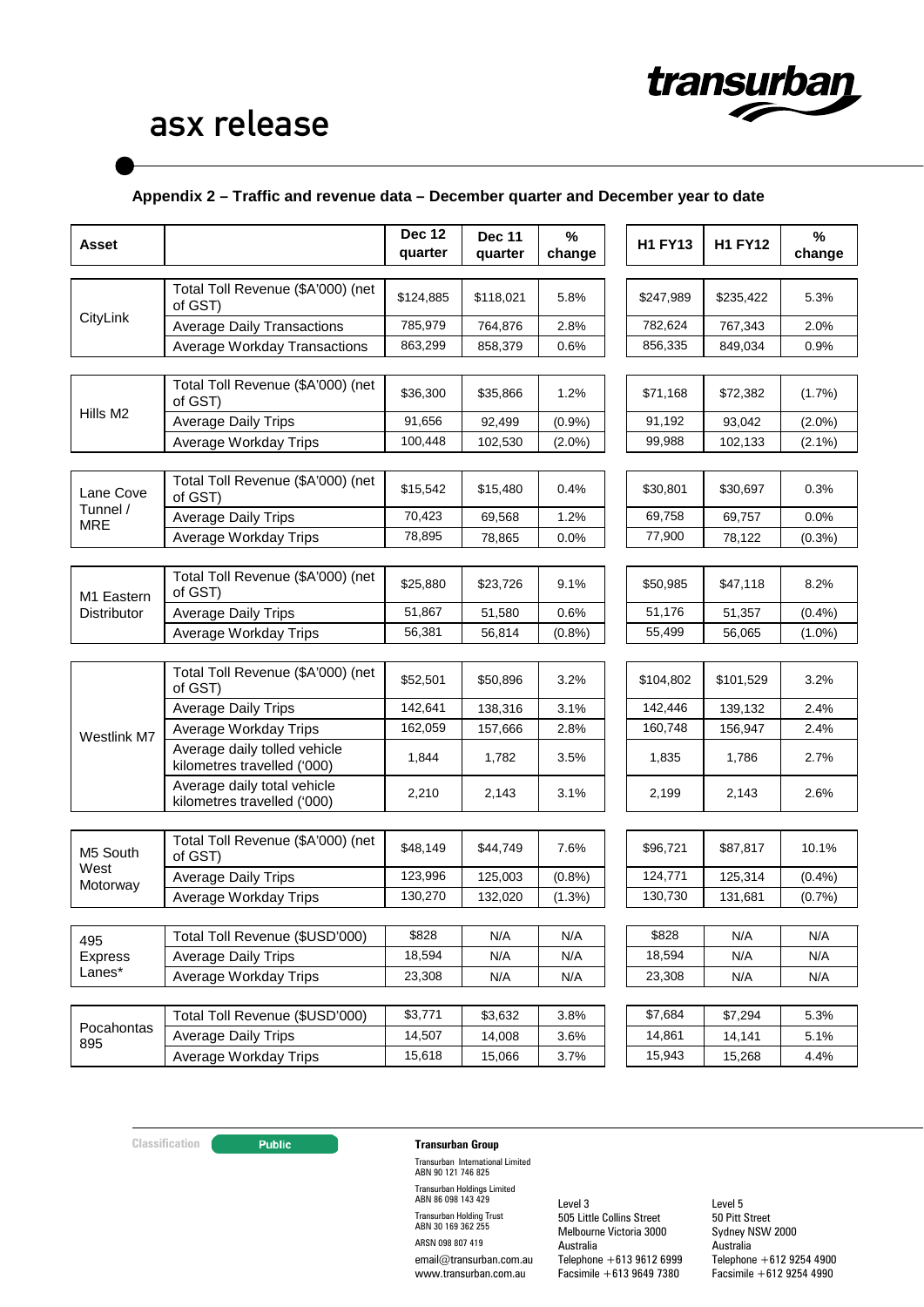asx release

### Appendix 2 – Traffic and revenue data – December quarter and December year to date

| Asset | | Dec 12 quarter | Dec 11 quarter | % change | H1 FY13 | H1 FY12 | % change |
|---|---|---|---|---|---|---|---|
| CityLink | Total Toll Revenue ($A'000) (net of GST) | $124,885 | $118,021 | 5.8% | $247,989 | $235,422 | 5.3% |
| | Average Daily Transactions | 785,979 | 764,876 | 2.8% | 782,624 | 767,343 | 2.0% |
| | Average Workday Transactions | 863,299 | 858,379 | 0.6% | 856,335 | 849,034 | 0.9% |
| Hills M2 | Total Toll Revenue ($A'000) (net of GST) | $36,300 | $35,866 | 1.2% | $71,168 | $72,382 | (1.7%) |
| | Average Daily Trips | 91,656 | 92,499 | (0.9%) | 91,192 | 93,042 | (2.0%) |
| | Average Workday Trips | 100,448 | 102,530 | (2.0%) | 99,988 | 102,133 | (2.1%) |
| Lane Cove Tunnel / MRE | Total Toll Revenue ($A'000) (net of GST) | $15,542 | $15,480 | 0.4% | $30,801 | $30,697 | 0.3% |
| | Average Daily Trips | 70,423 | 69,568 | 1.2% | 69,758 | 69,757 | 0.0% |
| | Average Workday Trips | 78,895 | 78,865 | 0.0% | 77,900 | 78,122 | (0.3%) |
| M1 Eastern Distributor | Total Toll Revenue ($A'000) (net of GST) | $25,880 | $23,726 | 9.1% | $50,985 | $47,118 | 8.2% |
| | Average Daily Trips | 51,867 | 51,580 | 0.6% | 51,176 | 51,357 | (0.4%) |
| | Average Workday Trips | 56,381 | 56,814 | (0.8%) | 55,499 | 56,065 | (1.0%) |
| Westlink M7 | Total Toll Revenue ($A'000) (net of GST) | $52,501 | $50,896 | 3.2% | $104,802 | $101,529 | 3.2% |
| | Average Daily Trips | 142,641 | 138,316 | 3.1% | 142,446 | 139,132 | 2.4% |
| | Average Workday Trips | 162,059 | 157,666 | 2.8% | 160,748 | 156,947 | 2.4% |
| | Average daily tolled vehicle kilometres travelled ('000) | 1,844 | 1,782 | 3.5% | 1,835 | 1,786 | 2.7% |
| | Average daily total vehicle kilometres travelled ('000) | 2,210 | 2,143 | 3.1% | 2,199 | 2,143 | 2.6% |
| M5 South West Motorway | Total Toll Revenue ($A'000) (net of GST) | $48,149 | $44,749 | 7.6% | $96,721 | $87,817 | 10.1% |
| | Average Daily Trips | 123,996 | 125,003 | (0.8%) | 124,771 | 125,314 | (0.4%) |
| | Average Workday Trips | 130,270 | 132,020 | (1.3%) | 130,730 | 131,681 | (0.7%) |
| 495 Express Lanes* | Total Toll Revenue ($USD'000) | $828 | N/A | N/A | $828 | N/A | N/A |
| | Average Daily Trips | 18,594 | N/A | N/A | 18,594 | N/A | N/A |
| | Average Workday Trips | 23,308 | N/A | N/A | 23,308 | N/A | N/A |
| Pocahontas 895 | Total Toll Revenue ($USD'000) | $3,771 | $3,632 | 3.8% | $7,684 | $7,294 | 5.3% |
| | Average Daily Trips | 14,507 | 14,008 | 3.6% | 14,861 | 14,141 | 5.1% |
| | Average Workday Trips | 15,618 | 15,066 | 3.7% | 15,943 | 15,268 | 4.4% |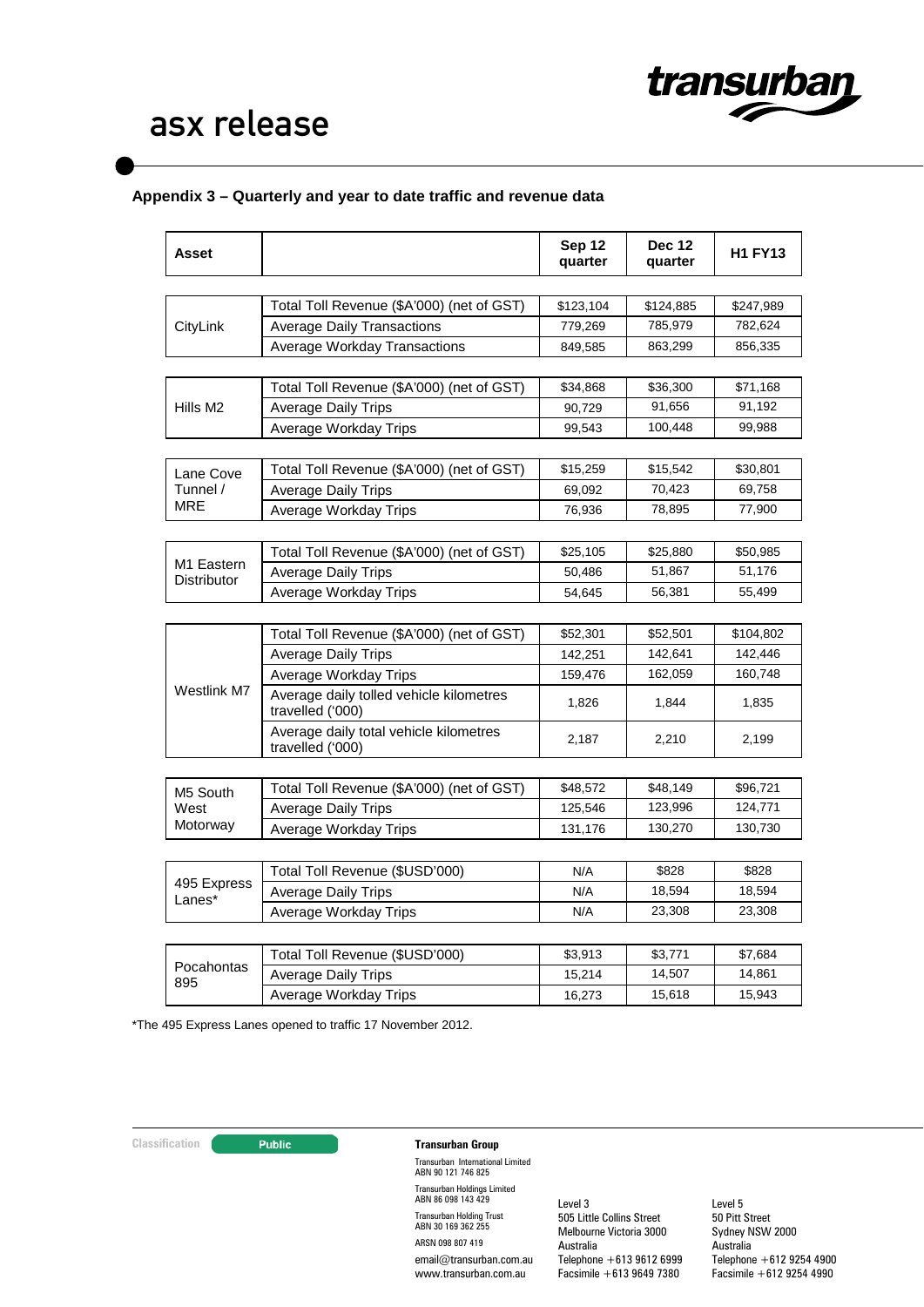## Appendix 3 – Quarterly and year to date traffic and revenue data

| Asset | | Sep 12 quarter | Dec 12 quarter | H1 FY13 |
|---|---|---|---|---|
| CityLink | Total Toll Revenue ($A'000) (net of GST) | $123,104 | $124,885 | $247,989 |
| | Average Daily Transactions | 779,269 | 785,979 | 782,624 |
| | Average Workday Transactions | 849,585 | 863,299 | 856,335 |
| Hills M2 | Total Toll Revenue ($A'000) (net of GST) | $34,868 | $36,300 | $71,168 |
| | Average Daily Trips | 90,729 | 91,656 | 91,192 |
| | Average Workday Trips | 99,543 | 100,448 | 99,988 |
| Lane Cove Tunnel / MRE | Total Toll Revenue ($A'000) (net of GST) | $15,259 | $15,542 | $30,801 |
| | Average Daily Trips | 69,092 | 70,423 | 69,758 |
| | Average Workday Trips | 76,936 | 78,895 | 77,900 |
| M1 Eastern Distributor | Total Toll Revenue ($A'000) (net of GST) | $25,105 | $25,880 | $50,985 |
| | Average Daily Trips | 50,486 | 51,867 | 51,176 |
| | Average Workday Trips | 54,645 | 56,381 | 55,499 |
| Westlink M7 | Total Toll Revenue ($A'000) (net of GST) | $52,301 | $52,501 | $104,802 |
| | Average Daily Trips | 142,251 | 142,641 | 142,446 |
| | Average Workday Trips | 159,476 | 162,059 | 160,748 |
| | Average daily tolled vehicle kilometres travelled ('000) | 1,826 | 1,844 | 1,835 |
| | Average daily total vehicle kilometres travelled ('000) | 2,187 | 2,210 | 2,199 |
| M5 South West Motorway | Total Toll Revenue ($A'000) (net of GST) | $48,572 | $48,149 | $96,721 |
| | Average Daily Trips | 125,546 | 123,996 | 124,771 |
| | Average Workday Trips | 131,176 | 130,270 | 130,730 |
| 495 Express Lanes* | Total Toll Revenue ($USD'000) | N/A | $828 | $828 |
| | Average Daily Trips | N/A | 18,594 | 18,594 |
| | Average Workday Trips | N/A | 23,308 | 23,308 |
| Pocahontas 895 | Total Toll Revenue ($USD'000) | $3,913 | $3,771 | $7,684 |
| | Average Daily Trips | 15,214 | 14,507 | 14,861 |
| | Average Workday Trips | 16,273 | 15,618 | 15,943 |

*The 495 Express Lanes opened to traffic 17 November 2012.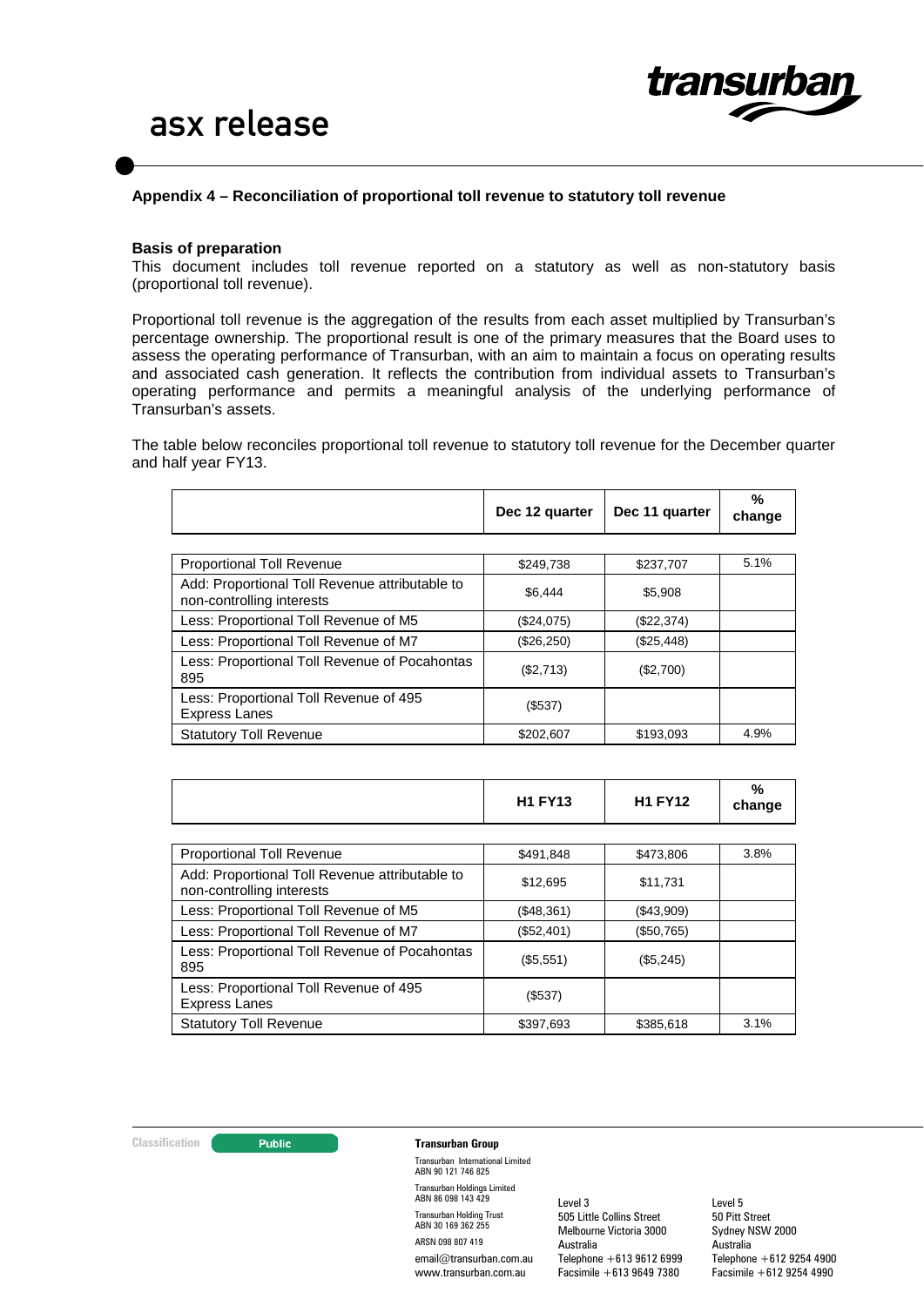# asx release

**Appendix 4 – Reconciliation of proportional toll revenue to statutory toll revenue**

**Basis of preparation**

This document includes toll revenue reported on a statutory as well as non-statutory basis (proportional toll revenue).

Proportional toll revenue is the aggregation of the results from each asset multiplied by Transurban's percentage ownership. The proportional result is one of the primary measures that the Board uses to assess the operating performance of Transurban, with an aim to maintain a focus on operating results and associated cash generation. It reflects the contribution from individual assets to Transurban's operating performance and permits a meaningful analysis of the underlying performance of Transurban's assets.

The table below reconciles proportional toll revenue to statutory toll revenue for the December quarter and half year FY13.

| | Dec 12 quarter | Dec 11 quarter | % change |
|---|---|---|---|
| Proportional Toll Revenue | $249,738 | $237,707 | 5.1% |
| Add: Proportional Toll Revenue attributable to non-controlling interests | $6,444 | $5,908 | |
| Less: Proportional Toll Revenue of M5 | ($24,075) | ($22,374) | |
| Less: Proportional Toll Revenue of M7 | ($26,250) | ($25,448) | |
| Less: Proportional Toll Revenue of Pocahontas 895 | ($2,713) | ($2,700) | |
| Less: Proportional Toll Revenue of 495 Express Lanes | ($537) | | |
| Statutory Toll Revenue | $202,607 | $193,093 | 4.9% |

| | H1 FY13 | H1 FY12 | % change |
|---|---|---|---|
| Proportional Toll Revenue | $491,848 | $473,806 | 3.8% |
| Add: Proportional Toll Revenue attributable to non-controlling interests | $12,695 | $11,731 | |
| Less: Proportional Toll Revenue of M5 | ($48,361) | ($43,909) | |
| Less: Proportional Toll Revenue of M7 | ($52,401) | ($50,765) | |
| Less: Proportional Toll Revenue of Pocahontas 895 | ($5,551) | ($5,245) | |
| Less: Proportional Toll Revenue of 495 Express Lanes | ($537) | | |
| Statutory Toll Revenue | $397,693 | $385,618 | 3.1% |